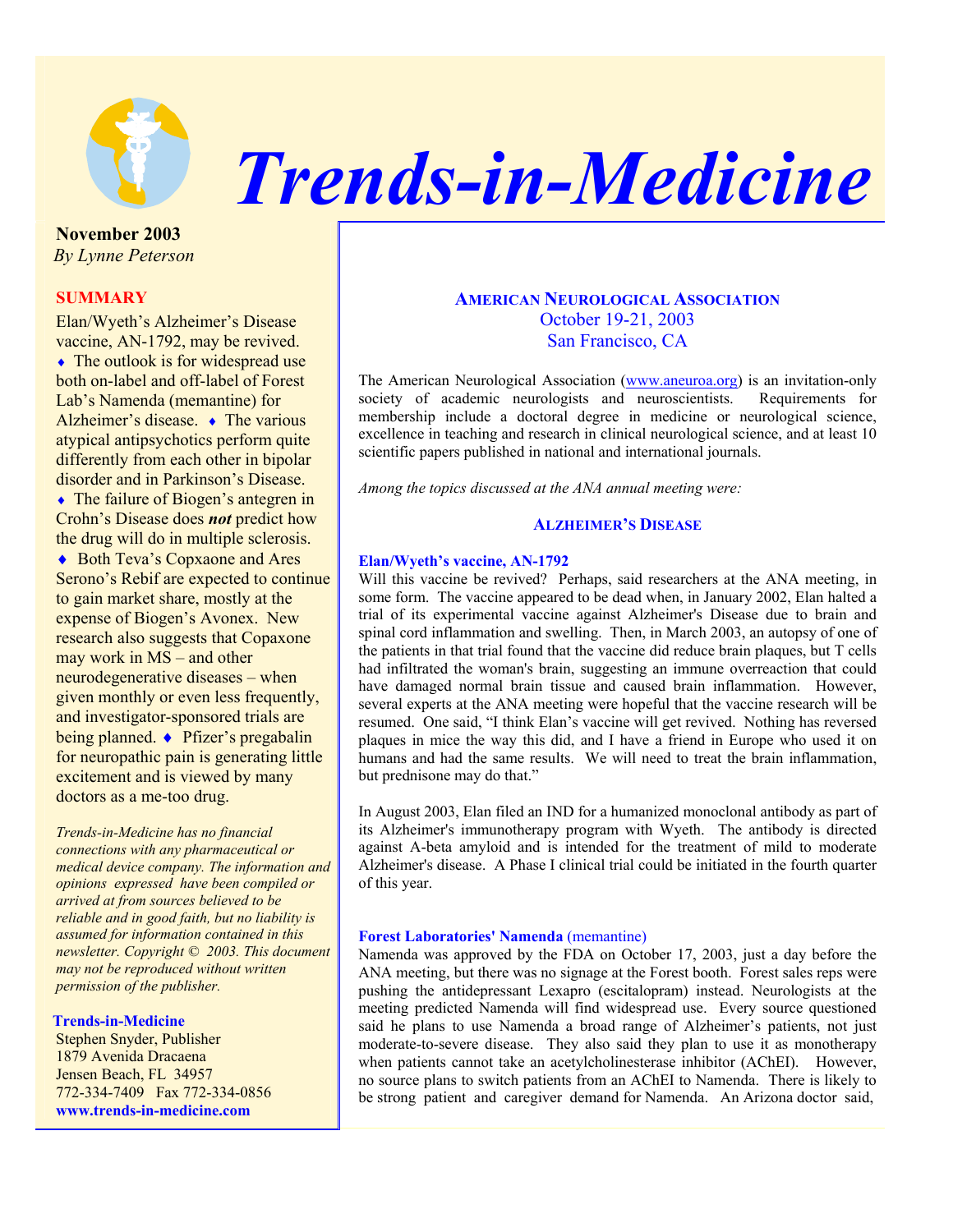# Trends-in-Medicine

**November 2003**
*By Lynne Peterson*

**SUMMARY**

Elan/Wyeth's Alzheimer's Disease vaccine, AN-1792, may be revived. ♦ The outlook is for widespread use both on-label and off-label of Forest Lab's Namenda (memantine) for Alzheimer's disease. ♦ The various atypical antipsychotics perform quite differently from each other in bipolar disorder and in Parkinson's Disease. ♦ The failure of Biogen's antegren in Crohn's Disease does ***not*** predict how the drug will do in multiple sclerosis. ♦ Both Teva's Copxaone and Ares Serono's Rebif are expected to continue to gain market share, mostly at the expense of Biogen's Avonex. New research also suggests that Copaxone may work in MS – and other neurodegenerative diseases – when given monthly or even less frequently, and investigator-sponsored trials are being planned. ♦ Pfizer's pregabalin for neuropathic pain is generating little excitement and is viewed by many doctors as a me-too drug.

*Trends-in-Medicine has no financial connections with any pharmaceutical or medical device company. The information and opinions expressed have been compiled or arrived at from sources believed to be reliable and in good faith, but no liability is assumed for information contained in this newsletter. Copyright © 2003. This document may not be reproduced without written permission of the publisher.*

**Trends-in-Medicine**
Stephen Snyder, Publisher
1879 Avenida Dracaena
Jensen Beach, FL 34957
772-334-7409 Fax 772-334-0856
**www.trends-in-medicine.com**

## AMERICAN NEUROLOGICAL ASSOCIATION
October 19-21, 2003
San Francisco, CA

The American Neurological Association (www.aneuroa.org) is an invitation-only society of academic neurologists and neuroscientists. Requirements for membership include a doctoral degree in medicine or neurological science, excellence in teaching and research in clinical neurological science, and at least 10 scientific papers published in national and international journals.

*Among the topics discussed at the ANA annual meeting were:*

### ALZHEIMER'S DISEASE

**Elan/Wyeth's vaccine, AN-1792**

Will this vaccine be revived? Perhaps, said researchers at the ANA meeting, in some form. The vaccine appeared to be dead when, in January 2002, Elan halted a trial of its experimental vaccine against Alzheimer's Disease due to brain and spinal cord inflammation and swelling. Then, in March 2003, an autopsy of one of the patients in that trial found that the vaccine did reduce brain plaques, but T cells had infiltrated the woman's brain, suggesting an immune overreaction that could have damaged normal brain tissue and caused brain inflammation. However, several experts at the ANA meeting were hopeful that the vaccine research will be resumed. One said, "I think Elan's vaccine will get revived. Nothing has reversed plaques in mice the way this did, and I have a friend in Europe who used it on humans and had the same results. We will need to treat the brain inflammation, but prednisone may do that."

In August 2003, Elan filed an IND for a humanized monoclonal antibody as part of its Alzheimer's immunotherapy program with Wyeth. The antibody is directed against A-beta amyloid and is intended for the treatment of mild to moderate Alzheimer's disease. A Phase I clinical trial could be initiated in the fourth quarter of this year.

**Forest Laboratories' Namenda** (memantine)

Namenda was approved by the FDA on October 17, 2003, just a day before the ANA meeting, but there was no signage at the Forest booth. Forest sales reps were pushing the antidepressant Lexapro (escitalopram) instead. Neurologists at the meeting predicted Namenda will find widespread use. Every source questioned said he plans to use Namenda a broad range of Alzheimer's patients, not just moderate-to-severe disease. They also said they plan to use it as monotherapy when patients cannot take an acetylcholinesterase inhibitor (AChEI). However, no source plans to switch patients from an AChEI to Namenda. There is likely to be strong patient and caregiver demand for Namenda. An Arizona doctor said,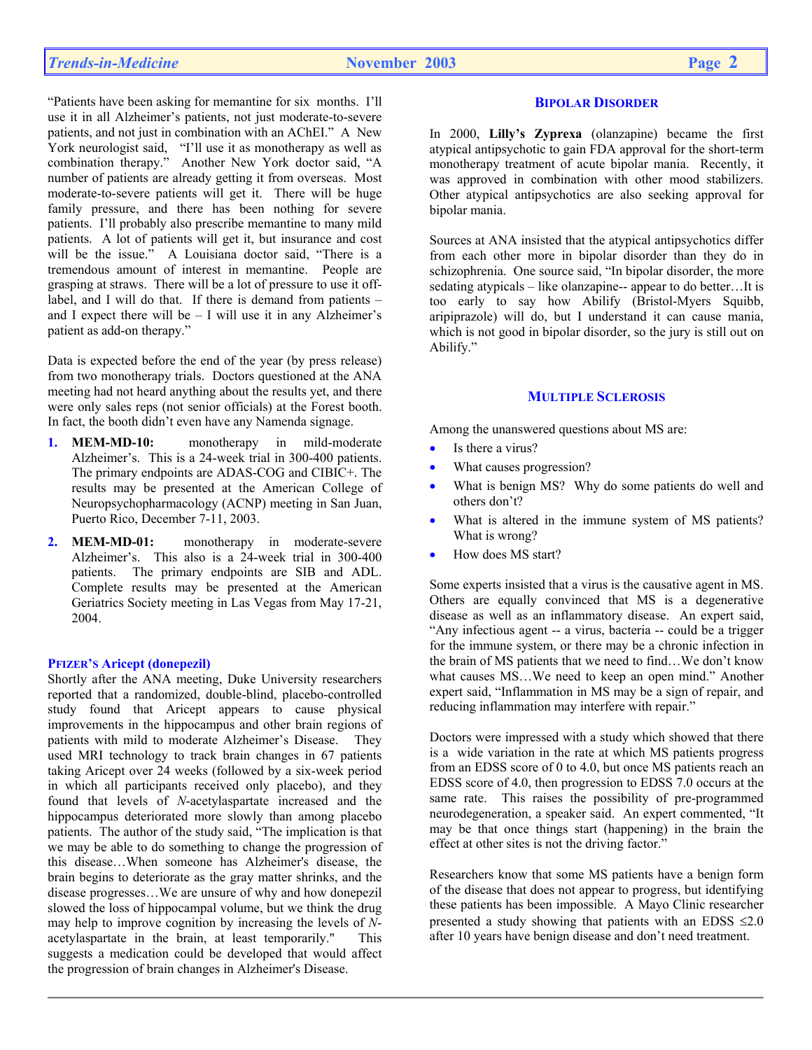"Patients have been asking for memantine for six months. I'll use it in all Alzheimer's patients, not just moderate-to-severe patients, and not just in combination with an AChEI." A New York neurologist said, "I'll use it as monotherapy as well as combination therapy." Another New York doctor said, "A number of patients are already getting it from overseas. Most moderate-to-severe patients will get it. There will be huge family pressure, and there has been nothing for severe patients. I'll probably also prescribe memantine to many mild patients. A lot of patients will get it, but insurance and cost will be the issue." A Louisiana doctor said, "There is a tremendous amount of interest in memantine. People are grasping at straws. There will be a lot of pressure to use it off-label, and I will do that. If there is demand from patients – and I expect there will be – I will use it in any Alzheimer's patient as add-on therapy."

Data is expected before the end of the year (by press release) from two monotherapy trials. Doctors questioned at the ANA meeting had not heard anything about the results yet, and there were only sales reps (not senior officials) at the Forest booth. In fact, the booth didn't even have any Namenda signage.

1. **MEM-MD-10:** monotherapy in mild-moderate Alzheimer's. This is a 24-week trial in 300-400 patients. The primary endpoints are ADAS-COG and CIBIC+. The results may be presented at the American College of Neuropsychopharmacology (ACNP) meeting in San Juan, Puerto Rico, December 7-11, 2003.
2. **MEM-MD-01:** monotherapy in moderate-severe Alzheimer's. This also is a 24-week trial in 300-400 patients. The primary endpoints are SIB and ADL. Complete results may be presented at the American Geriatrics Society meeting in Las Vegas from May 17-21, 2004.

### PFIZER'S Aricept (donepezil)

Shortly after the ANA meeting, Duke University researchers reported that a randomized, double-blind, placebo-controlled study found that Aricept appears to cause physical improvements in the hippocampus and other brain regions of patients with mild to moderate Alzheimer's Disease. They used MRI technology to track brain changes in 67 patients taking Aricept over 24 weeks (followed by a six-week period in which all participants received only placebo), and they found that levels of *N*-acetylaspartate increased and the hippocampus deteriorated more slowly than among placebo patients. The author of the study said, "The implication is that we may be able to do something to change the progression of this disease…When someone has Alzheimer's disease, the brain begins to deteriorate as the gray matter shrinks, and the disease progresses…We are unsure of why and how donepezil slowed the loss of hippocampal volume, but we think the drug may help to improve cognition by increasing the levels of *N*-acetylaspartate in the brain, at least temporarily." This suggests a medication could be developed that would affect the progression of brain changes in Alzheimer's Disease.

## BIPOLAR DISORDER

In 2000, **Lilly's Zyprexa** (olanzapine) became the first atypical antipsychotic to gain FDA approval for the short-term monotherapy treatment of acute bipolar mania. Recently, it was approved in combination with other mood stabilizers. Other atypical antipsychotics are also seeking approval for bipolar mania.

Sources at ANA insisted that the atypical antipsychotics differ from each other more in bipolar disorder than they do in schizophrenia. One source said, "In bipolar disorder, the more sedating atypicals – like olanzapine-- appear to do better…It is too early to say how Abilify (Bristol-Myers Squibb, aripiprazole) will do, but I understand it can cause mania, which is not good in bipolar disorder, so the jury is still out on Abilify."

## MULTIPLE SCLEROSIS

Among the unanswered questions about MS are:

- Is there a virus?
- What causes progression?
- What is benign MS? Why do some patients do well and others don't?
- What is altered in the immune system of MS patients? What is wrong?
- How does MS start?

Some experts insisted that a virus is the causative agent in MS. Others are equally convinced that MS is a degenerative disease as well as an inflammatory disease. An expert said, "Any infectious agent -- a virus, bacteria -- could be a trigger for the immune system, or there may be a chronic infection in the brain of MS patients that we need to find…We don't know what causes MS…We need to keep an open mind." Another expert said, "Inflammation in MS may be a sign of repair, and reducing inflammation may interfere with repair."

Doctors were impressed with a study which showed that there is a wide variation in the rate at which MS patients progress from an EDSS score of 0 to 4.0, but once MS patients reach an EDSS score of 4.0, then progression to EDSS 7.0 occurs at the same rate. This raises the possibility of pre-programmed neurodegeneration, a speaker said. An expert commented, "It may be that once things start (happening) in the brain the effect at other sites is not the driving factor."

Researchers know that some MS patients have a benign form of the disease that does not appear to progress, but identifying these patients has been impossible. A Mayo Clinic researcher presented a study showing that patients with an EDSS $\leq$2.0 after 10 years have benign disease and don't need treatment.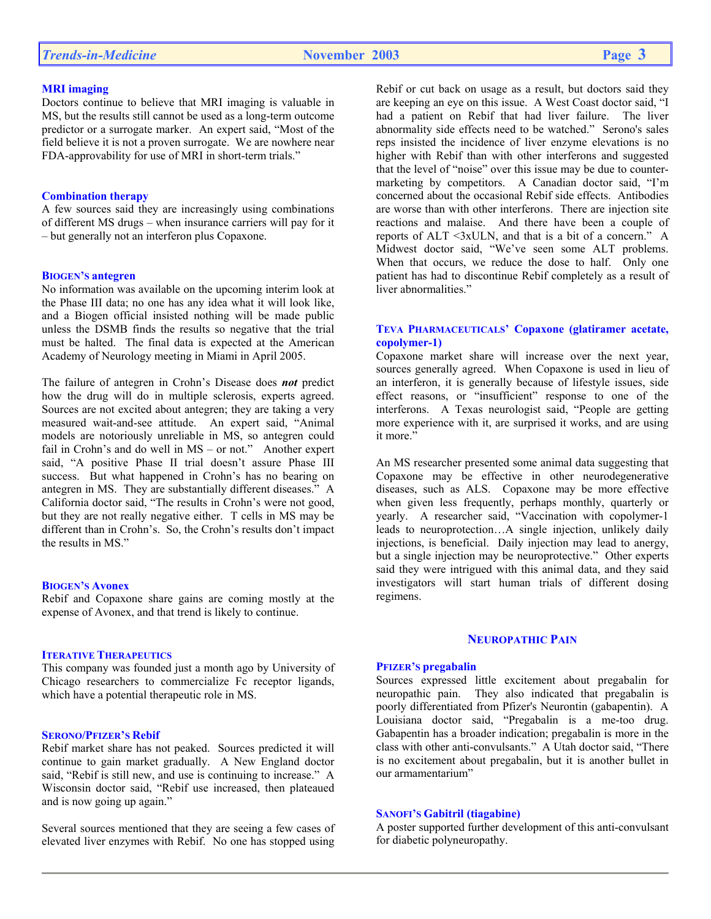### MRI imaging

Doctors continue to believe that MRI imaging is valuable in MS, but the results still cannot be used as a long-term outcome predictor or a surrogate marker. An expert said, "Most of the field believe it is not a proven surrogate. We are nowhere near FDA-approvability for use of MRI in short-term trials."

### Combination therapy

A few sources said they are increasingly using combinations of different MS drugs – when insurance carriers will pay for it – but generally not an interferon plus Copaxone.

### BIOGEN'S antegren

No information was available on the upcoming interim look at the Phase III data; no one has any idea what it will look like, and a Biogen official insisted nothing will be made public unless the DSMB finds the results so negative that the trial must be halted. The final data is expected at the American Academy of Neurology meeting in Miami in April 2005.

The failure of antegren in Crohn's Disease does ***not*** predict how the drug will do in multiple sclerosis, experts agreed. Sources are not excited about antegren; they are taking a very measured wait-and-see attitude. An expert said, "Animal models are notoriously unreliable in MS, so antegren could fail in Crohn's and do well in MS – or not." Another expert said, "A positive Phase II trial doesn't assure Phase III success. But what happened in Crohn's has no bearing on antegren in MS. They are substantially different diseases." A California doctor said, "The results in Crohn's were not good, but they are not really negative either. T cells in MS may be different than in Crohn's. So, the Crohn's results don't impact the results in MS."

### BIOGEN'S Avonex

Rebif and Copaxone share gains are coming mostly at the expense of Avonex, and that trend is likely to continue.

### ITERATIVE THERAPEUTICS

This company was founded just a month ago by University of Chicago researchers to commercialize Fc receptor ligands, which have a potential therapeutic role in MS.

### SERONO/PFIZER'S Rebif

Rebif market share has not peaked. Sources predicted it will continue to gain market gradually. A New England doctor said, "Rebif is still new, and use is continuing to increase." A Wisconsin doctor said, "Rebif use increased, then plateaued and is now going up again."

Several sources mentioned that they are seeing a few cases of elevated liver enzymes with Rebif. No one has stopped using Rebif or cut back on usage as a result, but doctors said they are keeping an eye on this issue. A West Coast doctor said, "I had a patient on Rebif that had liver failure. The liver abnormality side effects need to be watched." Serono's sales reps insisted the incidence of liver enzyme elevations is no higher with Rebif than with other interferons and suggested that the level of "noise" over this issue may be due to counter-marketing by competitors. A Canadian doctor said, "I'm concerned about the occasional Rebif side effects. Antibodies are worse than with other interferons. There are injection site reactions and malaise. And there have been a couple of reports of ALT <3xULN, and that is a bit of a concern." A Midwest doctor said, "We've seen some ALT problems. When that occurs, we reduce the dose to half. Only one patient has had to discontinue Rebif completely as a result of liver abnormalities."

### TEVA PHARMACEUTICALS' Copaxone (glatiramer acetate, copolymer-1)

Copaxone market share will increase over the next year, sources generally agreed. When Copaxone is used in lieu of an interferon, it is generally because of lifestyle issues, side effect reasons, or "insufficient" response to one of the interferons. A Texas neurologist said, "People are getting more experience with it, are surprised it works, and are using it more."

An MS researcher presented some animal data suggesting that Copaxone may be effective in other neurodegenerative diseases, such as ALS. Copaxone may be more effective when given less frequently, perhaps monthly, quarterly or yearly. A researcher said, "Vaccination with copolymer-1 leads to neuroprotection…A single injection, unlikely daily injections, is beneficial. Daily injection may lead to anergy, but a single injection may be neuroprotective." Other experts said they were intrigued with this animal data, and they said investigators will start human trials of different dosing regimens.

## NEUROPATHIC PAIN

### PFIZER'S pregabalin

Sources expressed little excitement about pregabalin for neuropathic pain. They also indicated that pregabalin is poorly differentiated from Pfizer's Neurontin (gabapentin). A Louisiana doctor said, "Pregabalin is a me-too drug. Gabapentin has a broader indication; pregabalin is more in the class with other anti-convulsants." A Utah doctor said, "There is no excitement about pregabalin, but it is another bullet in our armamentarium"

### SANOFI'S Gabitril (tiagabine)

A poster supported further development of this anti-convulsant for diabetic polyneuropathy.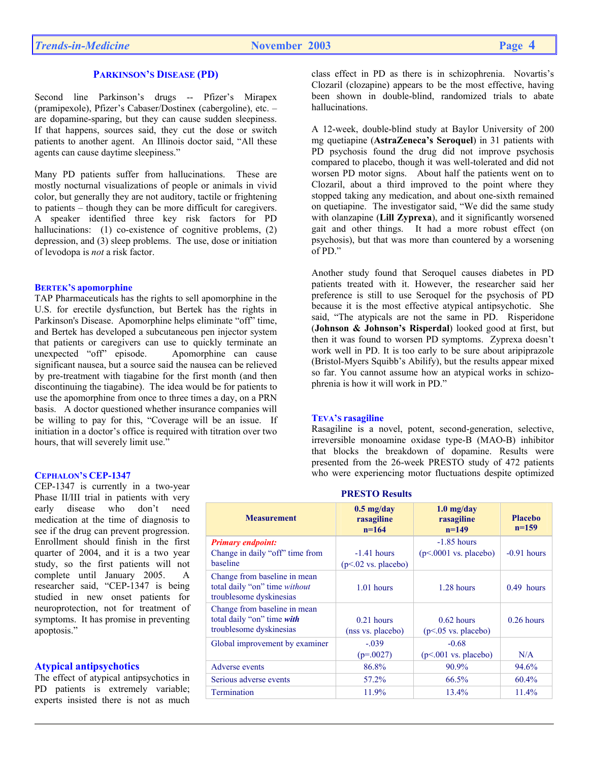## Parkinson's Disease (PD)

Second line Parkinson's drugs -- Pfizer's Mirapex (pramipexole), Pfizer's Cabaser/Dostinex (cabergoline), etc. – are dopamine-sparing, but they can cause sudden sleepiness. If that happens, sources said, they cut the dose or switch patients to another agent. An Illinois doctor said, "All these agents can cause daytime sleepiness."

Many PD patients suffer from hallucinations. These are mostly nocturnal visualizations of people or animals in vivid color, but generally they are not auditory, tactile or frightening to patients – though they can be more difficult for caregivers. A speaker identified three key risk factors for PD hallucinations: (1) co-existence of cognitive problems, (2) depression, and (3) sleep problems. The use, dose or initiation of levodopa is *not* a risk factor.

### Bertek's apomorphine

TAP Pharmaceuticals has the rights to sell apomorphine in the U.S. for erectile dysfunction, but Bertek has the rights in Parkinson's Disease. Apomorphine helps eliminate "off" time, and Bertek has developed a subcutaneous pen injector system that patients or caregivers can use to quickly terminate an unexpected "off" episode. Apomorphine can cause significant nausea, but a source said the nausea can be relieved by pre-treatment with tiagabine for the first month (and then discontinuing the tiagabine). The idea would be for patients to use the apomorphine from once to three times a day, on a PRN basis. A doctor questioned whether insurance companies will be willing to pay for this, "Coverage will be an issue. If initiation in a doctor's office is required with titration over two hours, that will severely limit use."

### Cephalon's CEP-1347

CEP-1347 is currently in a two-year Phase II/III trial in patients with very early disease who don't need medication at the time of diagnosis to see if the drug can prevent progression. Enrollment should finish in the first quarter of 2004, and it is a two year study, so the first patients will not complete until January 2005. A researcher said, "CEP-1347 is being studied in new onset patients for neuroprotection, not for treatment of symptoms. It has promise in preventing apoptosis."

### Atypical antipsychotics

The effect of atypical antipsychotics in PD patients is extremely variable; experts insisted there is not as much class effect in PD as there is in schizophrenia. Novartis's Clozaril (clozapine) appears to be the most effective, having been shown in double-blind, randomized trials to abate hallucinations.

A 12-week, double-blind study at Baylor University of 200 mg quetiapine (**AstraZeneca's Seroquel**) in 31 patients with PD psychosis found the drug did not improve psychosis compared to placebo, though it was well-tolerated and did not worsen PD motor signs. About half the patients went on to Clozaril, about a third improved to the point where they stopped taking any medication, and about one-sixth remained on quetiapine. The investigator said, "We did the same study with olanzapine (**Lill Zyprexa**), and it significantly worsened gait and other things. It had a more robust effect (on psychosis), but that was more than countered by a worsening of PD."

Another study found that Seroquel causes diabetes in PD patients treated with it. However, the researcher said her preference is still to use Seroquel for the psychosis of PD because it is the most effective atypical antipsychotic. She said, "The atypicals are not the same in PD. Risperidone (**Johnson & Johnson's Risperdal**) looked good at first, but then it was found to worsen PD symptoms. Zyprexa doesn't work well in PD. It is too early to be sure about aripiprazole (Bristol-Myers Squibb's Abilify), but the results appear mixed so far. You cannot assume how an atypical works in schizophrenia is how it will work in PD."

### Teva's rasagiline

Rasagiline is a novel, potent, second-generation, selective, irreversible monoamine oxidase type-B (MAO-B) inhibitor that blocks the breakdown of dopamine. Results were presented from the 26-week PRESTO study of 472 patients who were experiencing motor fluctuations despite optimized

**PRESTO Results**

| Measurement | 0.5 mg/day rasagiline n=164 | 1.0 mg/day rasagiline n=149 | Placebo n=159 |
|---|---|---|---|
| ***Primary endpoint:*** Change in daily "off" time from baseline | -1.41 hours ($p<.02$ vs. placebo) | -1.85 hours ($p<.0001$ vs. placebo) | -0.91 hours |
| Change from baseline in mean total daily "on" time *without* troublesome dyskinesias | 1.01 hours | 1.28 hours | 0.49 hours |
| Change from baseline in mean total daily "on" time ***with*** troublesome dyskinesias | 0.21 hours (nss vs. placebo) | 0.62 hours ($p<.05$ vs. placebo) | 0.26 hours |
| Global improvement by examiner | -.039 ($p=.0027$) | -0.68 ($p<.001$ vs. placebo) | N/A |
| Adverse events | 86.8% | 90.9% | 94.6% |
| Serious adverse events | 57.2% | 66.5% | 60.4% |
| Termination | 11.9% | 13.4% | 11.4% |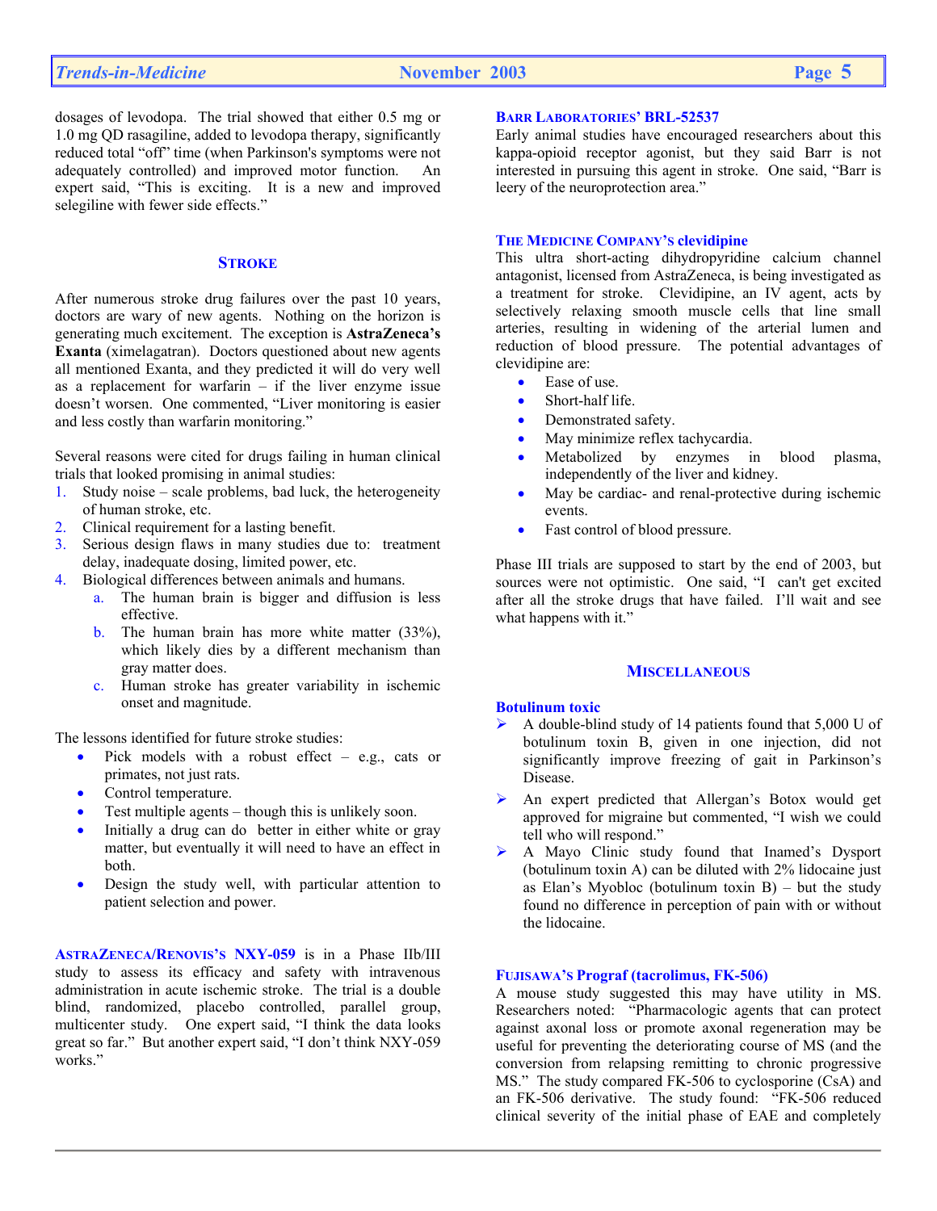dosages of levodopa. The trial showed that either 0.5 mg or 1.0 mg QD rasagiline, added to levodopa therapy, significantly reduced total "off" time (when Parkinson's symptoms were not adequately controlled) and improved motor function. An expert said, "This is exciting. It is a new and improved selegiline with fewer side effects."

## STROKE

After numerous stroke drug failures over the past 10 years, doctors are wary of new agents. Nothing on the horizon is generating much excitement. The exception is **AstraZeneca's Exanta** (ximelagatran). Doctors questioned about new agents all mentioned Exanta, and they predicted it will do very well as a replacement for warfarin – if the liver enzyme issue doesn't worsen. One commented, "Liver monitoring is easier and less costly than warfarin monitoring."

Several reasons were cited for drugs failing in human clinical trials that looked promising in animal studies:

1. Study noise – scale problems, bad luck, the heterogeneity of human stroke, etc.
2. Clinical requirement for a lasting benefit.
3. Serious design flaws in many studies due to: treatment delay, inadequate dosing, limited power, etc.
4. Biological differences between animals and humans.
   a. The human brain is bigger and diffusion is less effective.
   b. The human brain has more white matter (33%), which likely dies by a different mechanism than gray matter does.
   c. Human stroke has greater variability in ischemic onset and magnitude.

The lessons identified for future stroke studies:

- Pick models with a robust effect – e.g., cats or primates, not just rats.
- Control temperature.
- Test multiple agents – though this is unlikely soon.
- Initially a drug can do better in either white or gray matter, but eventually it will need to have an effect in both.
- Design the study well, with particular attention to patient selection and power.

**ASTRAZENECA/RENOVIS'S NXY-059** is in a Phase IIb/III study to assess its efficacy and safety with intravenous administration in acute ischemic stroke. The trial is a double blind, randomized, placebo controlled, parallel group, multicenter study. One expert said, "I think the data looks great so far." But another expert said, "I don't think NXY-059 works."

### BARR LABORATORIES' BRL-52537

Early animal studies have encouraged researchers about this kappa-opioid receptor agonist, but they said Barr is not interested in pursuing this agent in stroke. One said, "Barr is leery of the neuroprotection area."

### THE MEDICINE COMPANY'S clevidipine

This ultra short-acting dihydropyridine calcium channel antagonist, licensed from AstraZeneca, is being investigated as a treatment for stroke. Clevidipine, an IV agent, acts by selectively relaxing smooth muscle cells that line small arteries, resulting in widening of the arterial lumen and reduction of blood pressure. The potential advantages of clevidipine are:

- Ease of use.
- Short-half life.
- Demonstrated safety.
- May minimize reflex tachycardia.
- Metabolized by enzymes in blood plasma, independently of the liver and kidney.
- May be cardiac- and renal-protective during ischemic events.
- Fast control of blood pressure.

Phase III trials are supposed to start by the end of 2003, but sources were not optimistic. One said, "I can't get excited after all the stroke drugs that have failed. I'll wait and see what happens with it."

## MISCELLANEOUS

### Botulinum toxic

- A double-blind study of 14 patients found that 5,000 U of botulinum toxin B, given in one injection, did not significantly improve freezing of gait in Parkinson's Disease.
- An expert predicted that Allergan's Botox would get approved for migraine but commented, "I wish we could tell who will respond."
- A Mayo Clinic study found that Inamed's Dysport (botulinum toxin A) can be diluted with 2% lidocaine just as Elan's Myobloc (botulinum toxin B) – but the study found no difference in perception of pain with or without the lidocaine.

### FUJISAWA'S Prograf (tacrolimus, FK-506)

A mouse study suggested this may have utility in MS. Researchers noted: "Pharmacologic agents that can protect against axonal loss or promote axonal regeneration may be useful for preventing the deteriorating course of MS (and the conversion from relapsing remitting to chronic progressive MS." The study compared FK-506 to cyclosporine (CsA) and an FK-506 derivative. The study found: "FK-506 reduced clinical severity of the initial phase of EAE and completely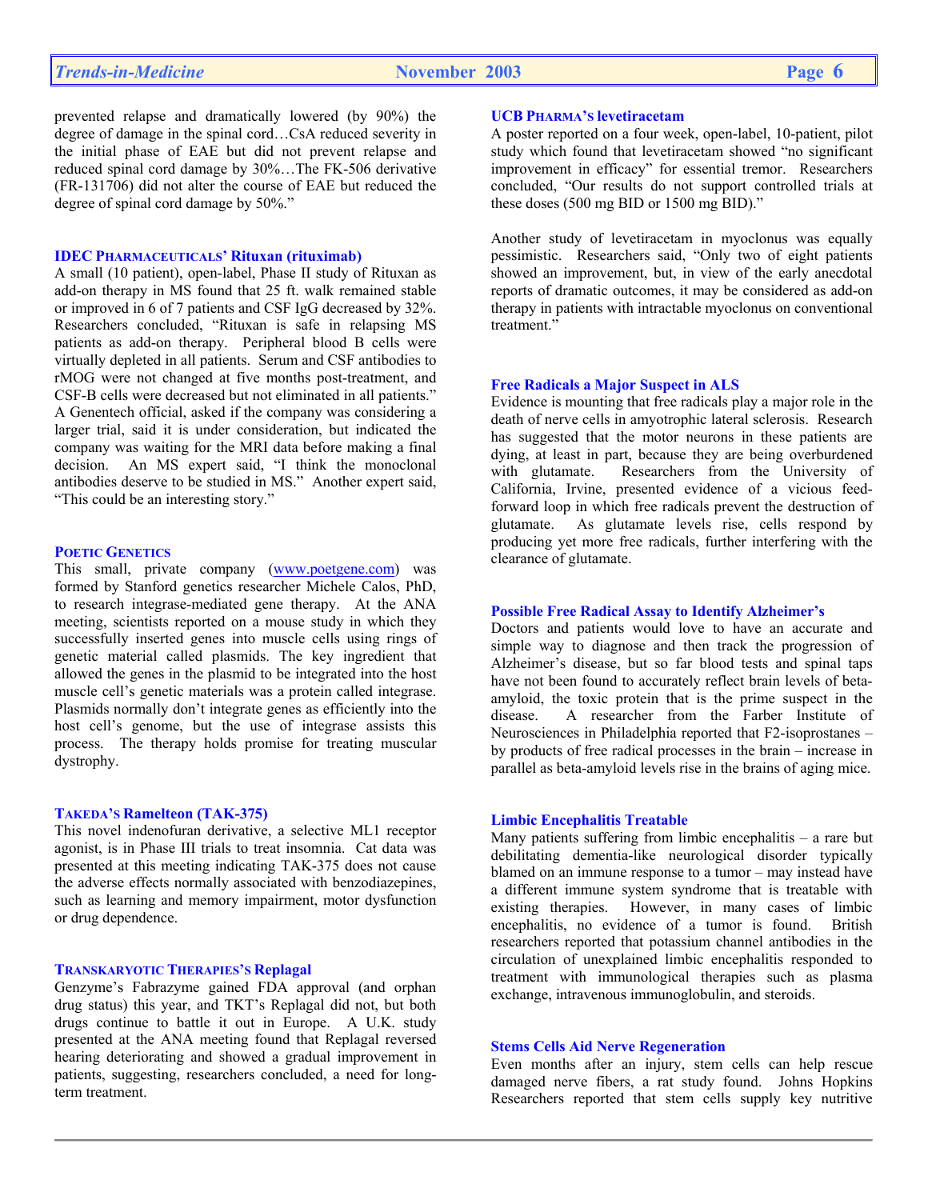prevented relapse and dramatically lowered (by 90%) the degree of damage in the spinal cord…CsA reduced severity in the initial phase of EAE but did not prevent relapse and reduced spinal cord damage by 30%…The FK-506 derivative (FR-131706) did not alter the course of EAE but reduced the degree of spinal cord damage by 50%."

### IDEC PHARMACEUTICALS' Rituxan (rituximab)

A small (10 patient), open-label, Phase II study of Rituxan as add-on therapy in MS found that 25 ft. walk remained stable or improved in 6 of 7 patients and CSF IgG decreased by 32%. Researchers concluded, "Rituxan is safe in relapsing MS patients as add-on therapy. Peripheral blood B cells were virtually depleted in all patients. Serum and CSF antibodies to rMOG were not changed at five months post-treatment, and CSF-B cells were decreased but not eliminated in all patients." A Genentech official, asked if the company was considering a larger trial, said it is under consideration, but indicated the company was waiting for the MRI data before making a final decision. An MS expert said, "I think the monoclonal antibodies deserve to be studied in MS." Another expert said, "This could be an interesting story."

### POETIC GENETICS

This small, private company (www.poetgene.com) was formed by Stanford genetics researcher Michele Calos, PhD, to research integrase-mediated gene therapy. At the ANA meeting, scientists reported on a mouse study in which they successfully inserted genes into muscle cells using rings of genetic material called plasmids. The key ingredient that allowed the genes in the plasmid to be integrated into the host muscle cell's genetic materials was a protein called integrase. Plasmids normally don't integrate genes as efficiently into the host cell's genome, but the use of integrase assists this process. The therapy holds promise for treating muscular dystrophy.

### TAKEDA'S Ramelteon (TAK-375)

This novel indenofuran derivative, a selective ML1 receptor agonist, is in Phase III trials to treat insomnia. Cat data was presented at this meeting indicating TAK-375 does not cause the adverse effects normally associated with benzodiazepines, such as learning and memory impairment, motor dysfunction or drug dependence.

### TRANSKARYOTIC THERAPIES'S Replagal

Genzyme's Fabrazyme gained FDA approval (and orphan drug status) this year, and TKT's Replagal did not, but both drugs continue to battle it out in Europe. A U.K. study presented at the ANA meeting found that Replagal reversed hearing deteriorating and showed a gradual improvement in patients, suggesting, researchers concluded, a need for long-term treatment.

### UCB PHARMA'S levetiracetam

A poster reported on a four week, open-label, 10-patient, pilot study which found that levetiracetam showed "no significant improvement in efficacy" for essential tremor. Researchers concluded, "Our results do not support controlled trials at these doses (500 mg BID or 1500 mg BID)."

Another study of levetiracetam in myoclonus was equally pessimistic. Researchers said, "Only two of eight patients showed an improvement, but, in view of the early anecdotal reports of dramatic outcomes, it may be considered as add-on therapy in patients with intractable myoclonus on conventional treatment."

### Free Radicals a Major Suspect in ALS

Evidence is mounting that free radicals play a major role in the death of nerve cells in amyotrophic lateral sclerosis. Research has suggested that the motor neurons in these patients are dying, at least in part, because they are being overburdened with glutamate. Researchers from the University of California, Irvine, presented evidence of a vicious feed-forward loop in which free radicals prevent the destruction of glutamate. As glutamate levels rise, cells respond by producing yet more free radicals, further interfering with the clearance of glutamate.

### Possible Free Radical Assay to Identify Alzheimer's

Doctors and patients would love to have an accurate and simple way to diagnose and then track the progression of Alzheimer's disease, but so far blood tests and spinal taps have not been found to accurately reflect brain levels of beta-amyloid, the toxic protein that is the prime suspect in the disease. A researcher from the Farber Institute of Neurosciences in Philadelphia reported that F2-isoprostanes – by products of free radical processes in the brain – increase in parallel as beta-amyloid levels rise in the brains of aging mice.

### Limbic Encephalitis Treatable

Many patients suffering from limbic encephalitis – a rare but debilitating dementia-like neurological disorder typically blamed on an immune response to a tumor – may instead have a different immune system syndrome that is treatable with existing therapies. However, in many cases of limbic encephalitis, no evidence of a tumor is found. British researchers reported that potassium channel antibodies in the circulation of unexplained limbic encephalitis responded to treatment with immunological therapies such as plasma exchange, intravenous immunoglobulin, and steroids.

### Stems Cells Aid Nerve Regeneration

Even months after an injury, stem cells can help rescue damaged nerve fibers, a rat study found. Johns Hopkins Researchers reported that stem cells supply key nutritive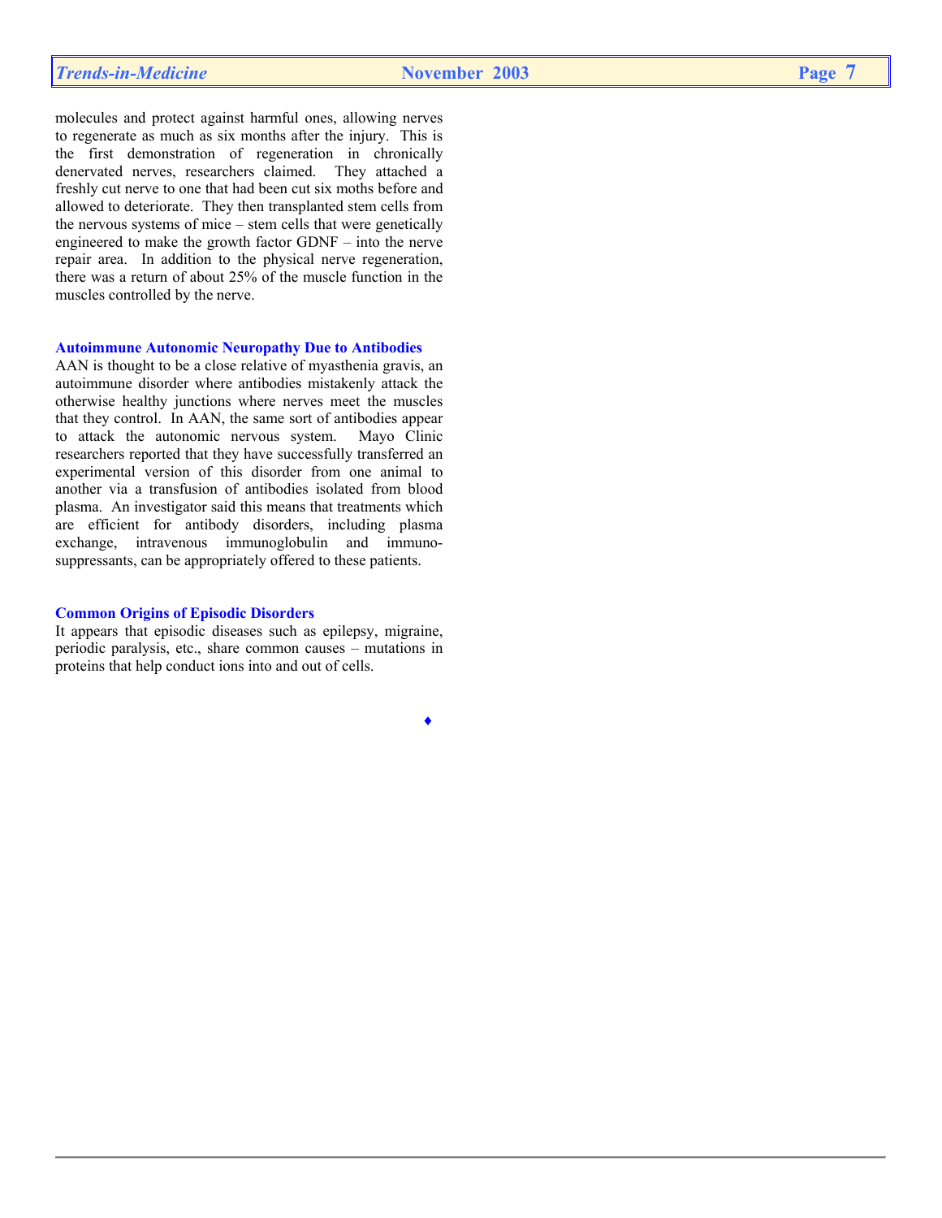molecules and protect against harmful ones, allowing nerves to regenerate as much as six months after the injury. This is the first demonstration of regeneration in chronically denervated nerves, researchers claimed. They attached a freshly cut nerve to one that had been cut six moths before and allowed to deteriorate. They then transplanted stem cells from the nervous systems of mice – stem cells that were genetically engineered to make the growth factor GDNF – into the nerve repair area. In addition to the physical nerve regeneration, there was a return of about 25% of the muscle function in the muscles controlled by the nerve.

### Autoimmune Autonomic Neuropathy Due to Antibodies

AAN is thought to be a close relative of myasthenia gravis, an autoimmune disorder where antibodies mistakenly attack the otherwise healthy junctions where nerves meet the muscles that they control. In AAN, the same sort of antibodies appear to attack the autonomic nervous system. Mayo Clinic researchers reported that they have successfully transferred an experimental version of this disorder from one animal to another via a transfusion of antibodies isolated from blood plasma. An investigator said this means that treatments which are efficient for antibody disorders, including plasma exchange, intravenous immunoglobulin and immunosuppressants, can be appropriately offered to these patients.

### Common Origins of Episodic Disorders

It appears that episodic diseases such as epilepsy, migraine, periodic paralysis, etc., share common causes – mutations in proteins that help conduct ions into and out of cells.

♦